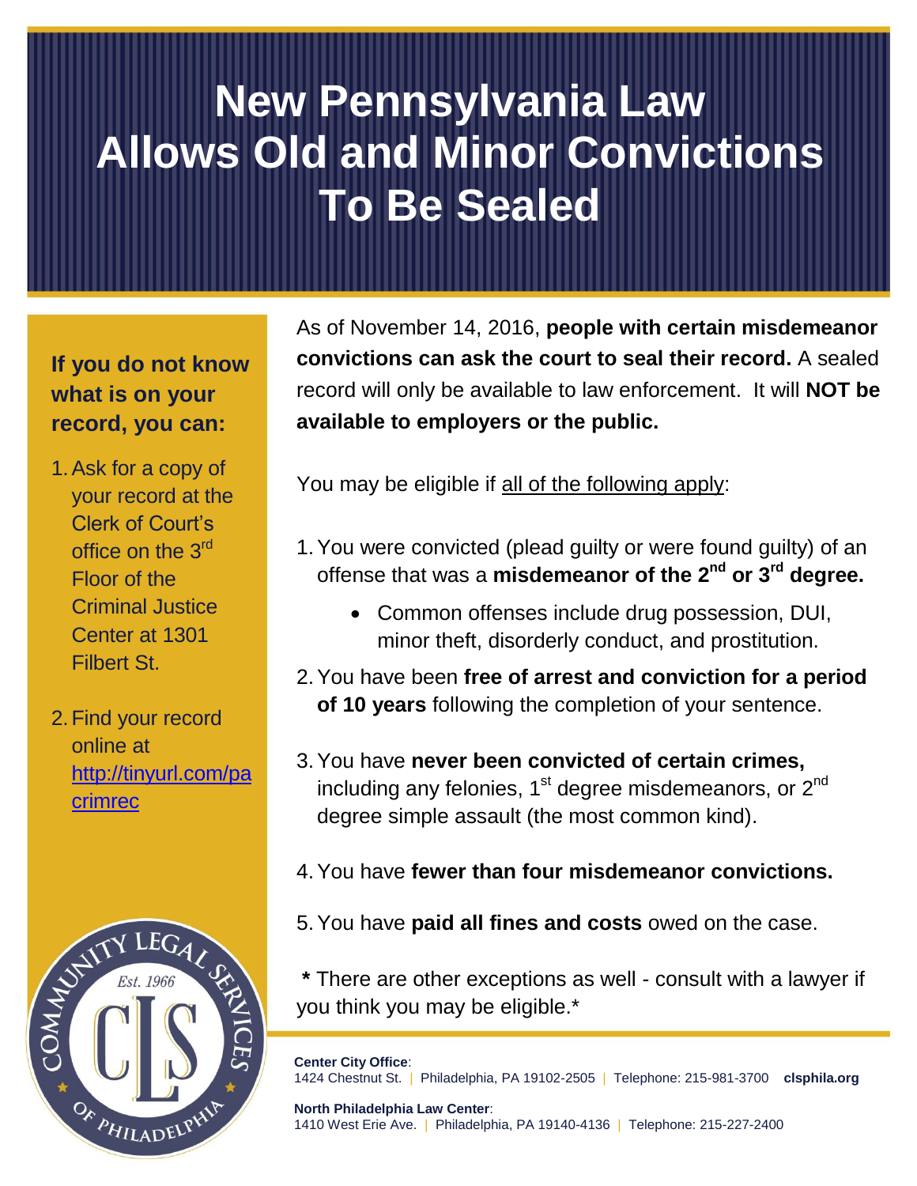# New Pennsylvania Law Allows Old and Minor Convictions To Be Sealed

As of November 14, 2016, **people with certain misdemeanor convictions can ask the court to seal their record.** A sealed record will only be available to law enforcement. It will **NOT be available to employers or the public.**

You may be eligible if all of the following apply:

1. You were convicted (plead guilty or were found guilty) of an offense that was a **misdemeanor of the 2nd or 3rd degree.**
   - Common offenses include drug possession, DUI, minor theft, disorderly conduct, and prostitution.
2. You have been **free of arrest and conviction for a period of 10 years** following the completion of your sentence.
3. You have **never been convicted of certain crimes,** including any felonies, 1st degree misdemeanors, or 2nd degree simple assault (the most common kind).
4. You have **fewer than four misdemeanor convictions.**
5. You have **paid all fines and costs** owed on the case.

**\*** There are other exceptions as well - consult with a lawyer if you think you may be eligible.*

### If you do not know what is on your record, you can:

1. Ask for a copy of your record at the Clerk of Court's office on the 3rd Floor of the Criminal Justice Center at 1301 Filbert St.
2. Find your record online at [http://tinyurl.com/pacrimrec](http://tinyurl.com/pacrimrec)

Community Legal Services of Philadelphia — Est. 1966 — CLS

**Center City Office**:
1424 Chestnut St. | Philadelphia, PA 19102-2505 | Telephone: 215-981-3700 **clsphila.org**

**North Philadelphia Law Center**:
1410 West Erie Ave. | Philadelphia, PA 19140-4136 | Telephone: 215-227-2400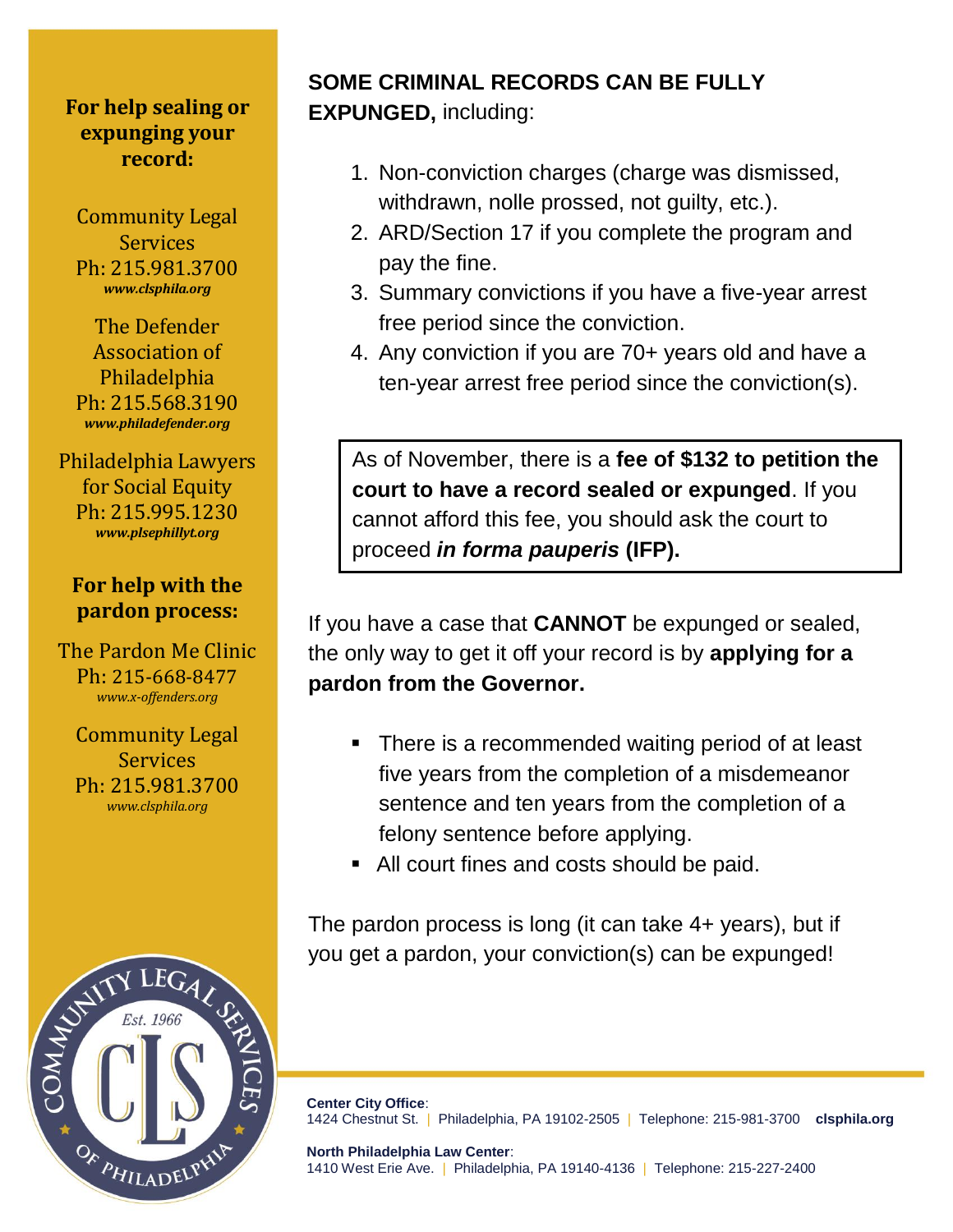**For help sealing or expunging your record:**

Community Legal Services
Ph: 215.981.3700
*www.clsphila.org*

The Defender Association of Philadelphia
Ph: 215.568.3190
*www.philadefender.org*

Philadelphia Lawyers for Social Equity
Ph: 215.995.1230
*www.plsephillyt.org*

**For help with the pardon process:**

The Pardon Me Clinic
Ph: 215-668-8477
*www.x-offenders.org*

Community Legal Services
Ph: 215.981.3700
*www.clsphila.org*

**SOME CRIMINAL RECORDS CAN BE FULLY EXPUNGED,** including:

1. Non-conviction charges (charge was dismissed, withdrawn, nolle prossed, not guilty, etc.).
2. ARD/Section 17 if you complete the program and pay the fine.
3. Summary convictions if you have a five-year arrest free period since the conviction.
4. Any conviction if you are 70+ years old and have a ten-year arrest free period since the conviction(s).

As of November, there is a **fee of $132 to petition the court to have a record sealed or expunged**. If you cannot afford this fee, you should ask the court to proceed ***in forma pauperis*** **(IFP).**

If you have a case that **CANNOT** be expunged or sealed, the only way to get it off your record is by **applying for a pardon from the Governor.**

- There is a recommended waiting period of at least five years from the completion of a misdemeanor sentence and ten years from the completion of a felony sentence before applying.
- All court fines and costs should be paid.

The pardon process is long (it can take 4+ years), but if you get a pardon, your conviction(s) can be expunged!

**Center City Office**:
1424 Chestnut St. | Philadelphia, PA 19102-2505 | Telephone: 215-981-3700 **clsphila.org**

**North Philadelphia Law Center**:
1410 West Erie Ave. | Philadelphia, PA 19140-4136 | Telephone: 215-227-2400